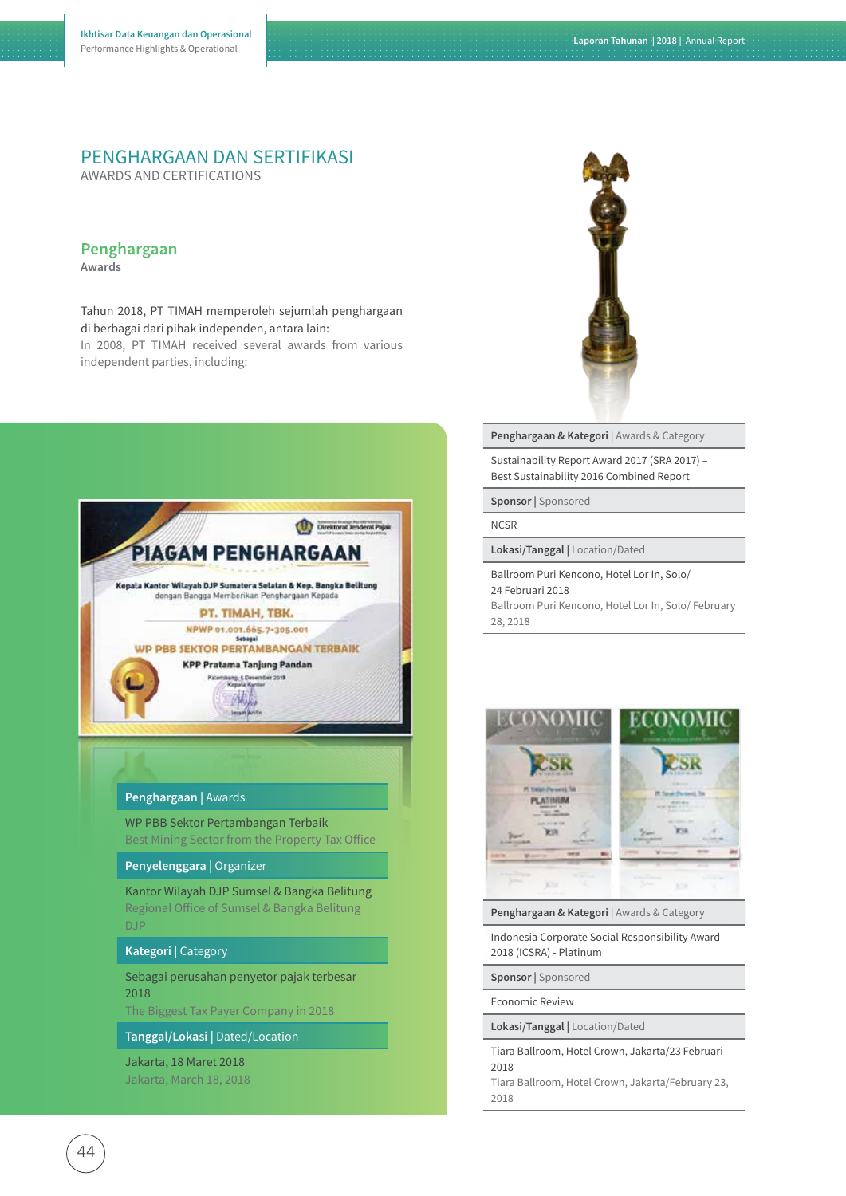# PENGHARGAAN DAN SERTIFIKASI
AWARDS AND CERTIFICATIONS

## Penghargaan
Awards

Tahun 2018, PT TIMAH memperoleh sejumlah penghargaan di berbagai dari pihak independen, antara lain:
In 2008, PT TIMAH received several awards from various independent parties, including:

| Penghargaan \| Awards | |
|---|---|
| WP PBB Sektor Pertambangan Terbaik<br>Best Mining Sector from the Property Tax Office | |
| **Penyelenggara** \| Organizer | |
| Kantor Wilayah DJP Sumsel & Bangka Belitung<br>Regional Office of Sumsel & Bangka Belitung DJP | |
| **Kategori** \| Category | |
| Sebagai perusahaan penyetor pajak terbesar 2018<br>The Biggest Tax Payer Company in 2018 | |
| **Tanggal/Lokasi** \| Dated/Location | |
| Jakarta, 18 Maret 2018<br>Jakarta, March 18, 2018 | |

| Penghargaan & Kategori \| Awards & Category |
|---|
| Sustainability Report Award 2017 (SRA 2017) – Best Sustainability 2016 Combined Report |
| **Sponsor** \| Sponsored |
| NCSR |
| **Lokasi/Tanggal** \| Location/Dated |
| Ballroom Puri Kencono, Hotel Lor In, Solo/ 24 Februari 2018<br>Ballroom Puri Kencono, Hotel Lor In, Solo/ February 28, 2018 |

| Penghargaan & Kategori \| Awards & Category |
|---|
| Indonesia Corporate Social Responsibility Award 2018 (ICSRA) - Platinum |
| **Sponsor** \| Sponsored |
| Economic Review |
| **Lokasi/Tanggal** \| Location/Dated |
| Tiara Ballroom, Hotel Crown, Jakarta/23 Februari 2018<br>Tiara Ballroom, Hotel Crown, Jakarta/February 23, 2018 |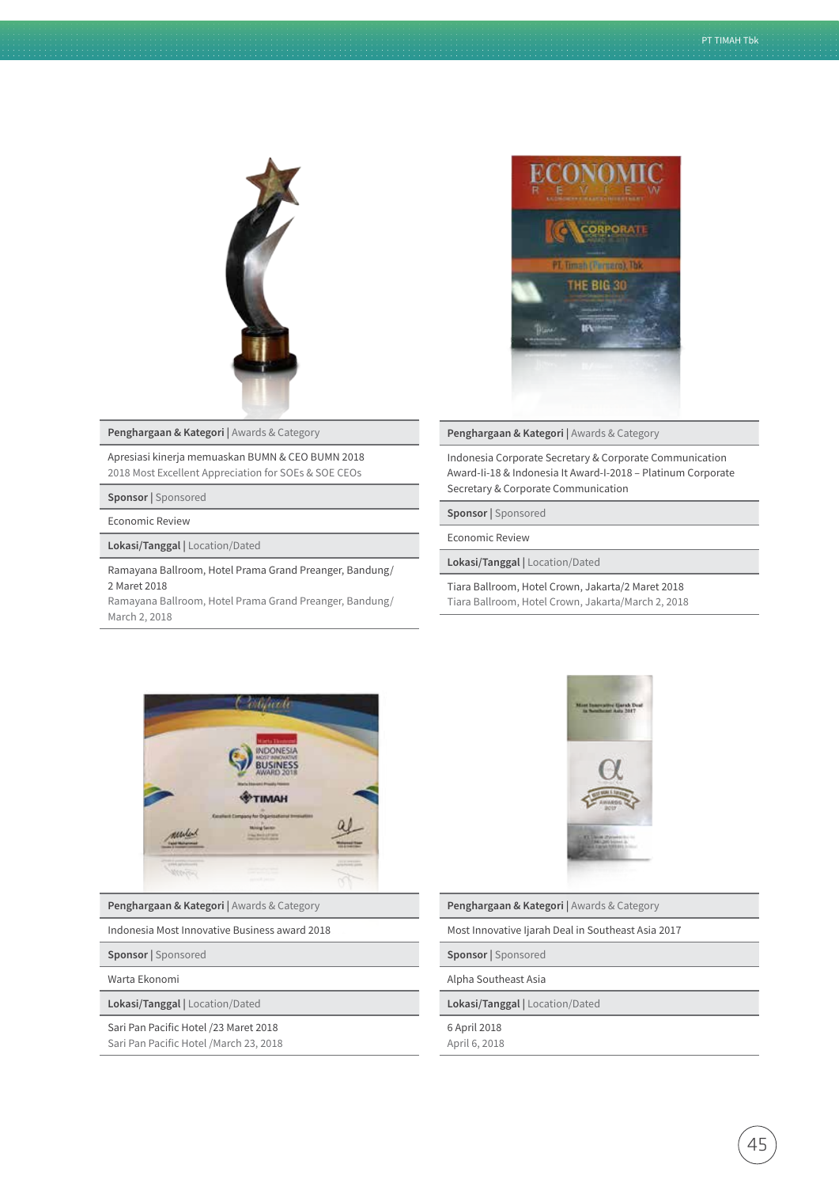| **Penghargaan & Kategori** \| Awards & Category |
|---|
| Apresiasi kinerja memuaskan BUMN & CEO BUMN 2018<br>2018 Most Excellent Appreciation for SOEs & SOE CEOs |
| **Sponsor** \| Sponsored |
| Economic Review |
| **Lokasi/Tanggal** \| Location/Dated |
| Ramayana Ballroom, Hotel Prama Grand Preanger, Bandung/ 2 Maret 2018<br>Ramayana Ballroom, Hotel Prama Grand Preanger, Bandung/ March 2, 2018 |

| **Penghargaan & Kategori** \| Awards & Category |
|---|
| Indonesia Corporate Secretary & Corporate Communication Award-Ii-18 & Indonesia It Award-I-2018 – Platinum Corporate Secretary & Corporate Communication |
| **Sponsor** \| Sponsored |
| Economic Review |
| **Lokasi/Tanggal** \| Location/Dated |
| Tiara Ballroom, Hotel Crown, Jakarta/2 Maret 2018<br>Tiara Ballroom, Hotel Crown, Jakarta/March 2, 2018 |

| **Penghargaan & Kategori** \| Awards & Category |
|---|
| Indonesia Most Innovative Business award 2018 |
| **Sponsor** \| Sponsored |
| Warta Ekonomi |
| **Lokasi/Tanggal** \| Location/Dated |
| Sari Pan Pacific Hotel /23 Maret 2018<br>Sari Pan Pacific Hotel /March 23, 2018 |

| **Penghargaan & Kategori** \| Awards & Category |
|---|
| Most Innovative Ijarah Deal in Southeast Asia 2017 |
| **Sponsor** \| Sponsored |
| Alpha Southeast Asia |
| **Lokasi/Tanggal** \| Location/Dated |
| 6 April 2018<br>April 6, 2018 |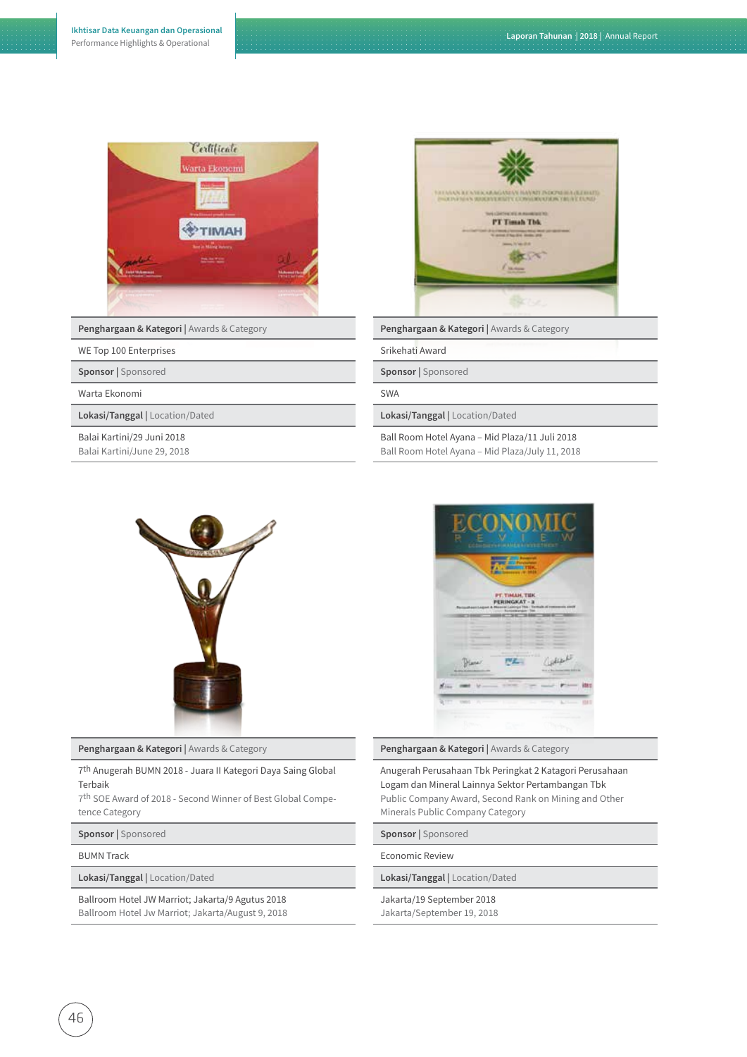| **Penghargaan & Kategori** \| Awards & Category |
|---|
| WE Top 100 Enterprises |
| **Sponsor** \| Sponsored |
| Warta Ekonomi |
| **Lokasi/Tanggal** \| Location/Dated |
| Balai Kartini/29 Juni 2018<br>Balai Kartini/June 29, 2018 |

| **Penghargaan & Kategori** \| Awards & Category |
|---|
| Srikehati Award |
| **Sponsor** \| Sponsored |
| SWA |
| **Lokasi/Tanggal** \| Location/Dated |
| Ball Room Hotel Ayana – Mid Plaza/11 Juli 2018<br>Ball Room Hotel Ayana – Mid Plaza/July 11, 2018 |

| **Penghargaan & Kategori** \| Awards & Category |
|---|
| 7th Anugerah BUMN 2018 - Juara II Kategori Daya Saing Global Terbaik<br>7th SOE Award of 2018 - Second Winner of Best Global Competence Category |
| **Sponsor** \| Sponsored |
| BUMN Track |
| **Lokasi/Tanggal** \| Location/Dated |
| Ballroom Hotel JW Marriot; Jakarta/9 Agutus 2018<br>Ballroom Hotel Jw Marriot; Jakarta/August 9, 2018 |

| **Penghargaan & Kategori** \| Awards & Category |
|---|
| Anugerah Perusahaan Tbk Peringkat 2 Katagori Perusahaan Logam dan Mineral Lainnya Sektor Pertambangan Tbk<br>Public Company Award, Second Rank on Mining and Other Minerals Public Company Category |
| **Sponsor** \| Sponsored |
| Economic Review |
| **Lokasi/Tanggal** \| Location/Dated |
| Jakarta/19 September 2018<br>Jakarta/September 19, 2018 |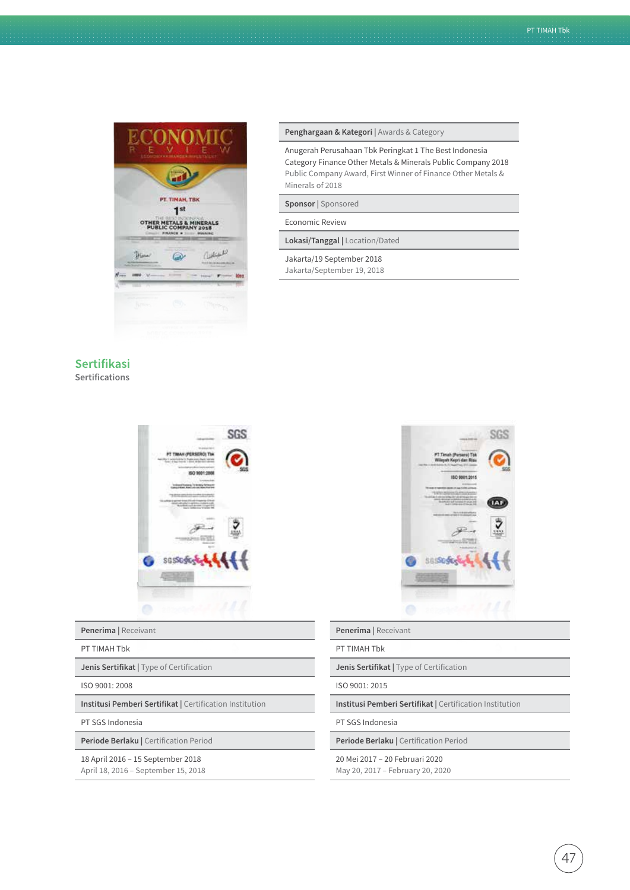| Penghargaan & Kategori \| Awards & Category |
| --- |
| Anugerah Perusahaan Tbk Peringkat 1 The Best Indonesia Category Finance Other Metals & Minerals Public Company 2018<br>Public Company Award, First Winner of Finance Other Metals & Minerals of 2018 |
| **Sponsor** \| Sponsored |
| Economic Review |
| **Lokasi/Tanggal** \| Location/Dated |
| Jakarta/19 September 2018<br>Jakarta/September 19, 2018 |

## Sertifikasi
Sertifications

| Penerima \| Receivant |
| --- |
| PT TIMAH Tbk |
| **Jenis Sertifikat** \| Type of Certification |
| ISO 9001: 2008 |
| **Institusi Pemberi Sertifikat** \| Certification Institution |
| PT SGS Indonesia |
| **Periode Berlaku** \| Certification Period |
| 18 April 2016 – 15 September 2018<br>April 18, 2016 – September 15, 2018 |

| Penerima \| Receivant |
| --- |
| PT TIMAH Tbk |
| **Jenis Sertifikat** \| Type of Certification |
| ISO 9001: 2015 |
| **Institusi Pemberi Sertifikat** \| Certification Institution |
| PT SGS Indonesia |
| **Periode Berlaku** \| Certification Period |
| 20 Mei 2017 – 20 Februari 2020<br>May 20, 2017 – February 20, 2020 |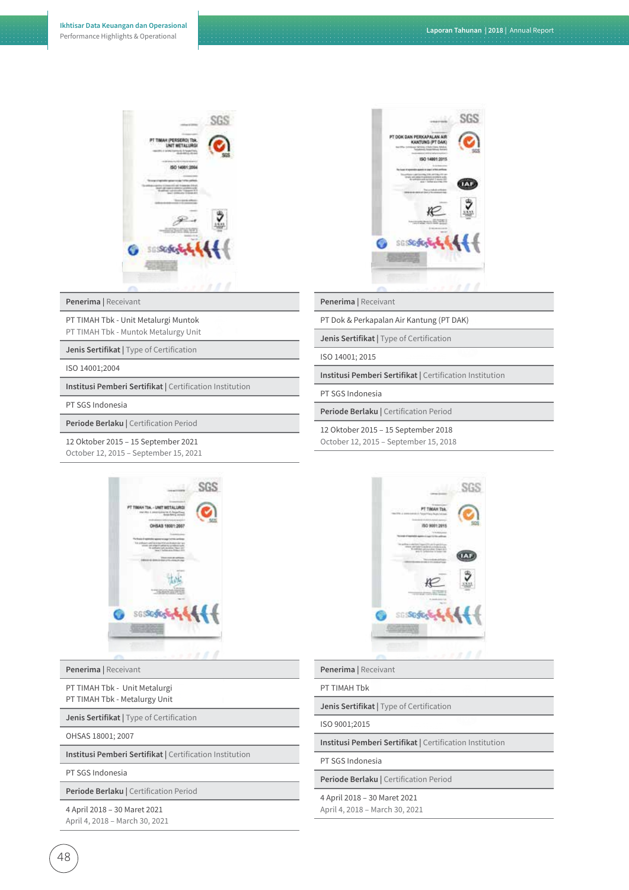| | |
|---|---|
| **Penerima** \| Receivant | |
| PT TIMAH Tbk - Unit Metalurgi Muntok<br>PT TIMAH Tbk - Muntok Metalurgy Unit | |
| **Jenis Sertifikat** \| Type of Certification | |
| ISO 14001;2004 | |
| **Institusi Pemberi Sertifikat** \| Certification Institution | |
| PT SGS Indonesia | |
| **Periode Berlaku** \| Certification Period | |
| 12 Oktober 2015 – 15 September 2021<br>October 12, 2015 – September 15, 2021 | |

| | |
|---|---|
| **Penerima** \| Receivant | |
| PT Dok & Perkapalan Air Kantung (PT DAK) | |
| **Jenis Sertifikat** \| Type of Certification | |
| ISO 14001; 2015 | |
| **Institusi Pemberi Sertifikat** \| Certification Institution | |
| PT SGS Indonesia | |
| **Periode Berlaku** \| Certification Period | |
| 12 Oktober 2015 – 15 September 2018<br>October 12, 2015 – September 15, 2018 | |

| | |
|---|---|
| **Penerima** \| Receivant | |
| PT TIMAH Tbk - Unit Metalurgi<br>PT TIMAH Tbk - Metalurgy Unit | |
| **Jenis Sertifikat** \| Type of Certification | |
| OHSAS 18001; 2007 | |
| **Institusi Pemberi Sertifikat** \| Certification Institution | |
| PT SGS Indonesia | |
| **Periode Berlaku** \| Certification Period | |
| 4 April 2018 – 30 Maret 2021<br>April 4, 2018 – March 30, 2021 | |

| | |
|---|---|
| **Penerima** \| Receivant | |
| PT TIMAH Tbk | |
| **Jenis Sertifikat** \| Type of Certification | |
| ISO 9001;2015 | |
| **Institusi Pemberi Sertifikat** \| Certification Institution | |
| PT SGS Indonesia | |
| **Periode Berlaku** \| Certification Period | |
| 4 April 2018 – 30 Maret 2021<br>April 4, 2018 – March 30, 2021 | |